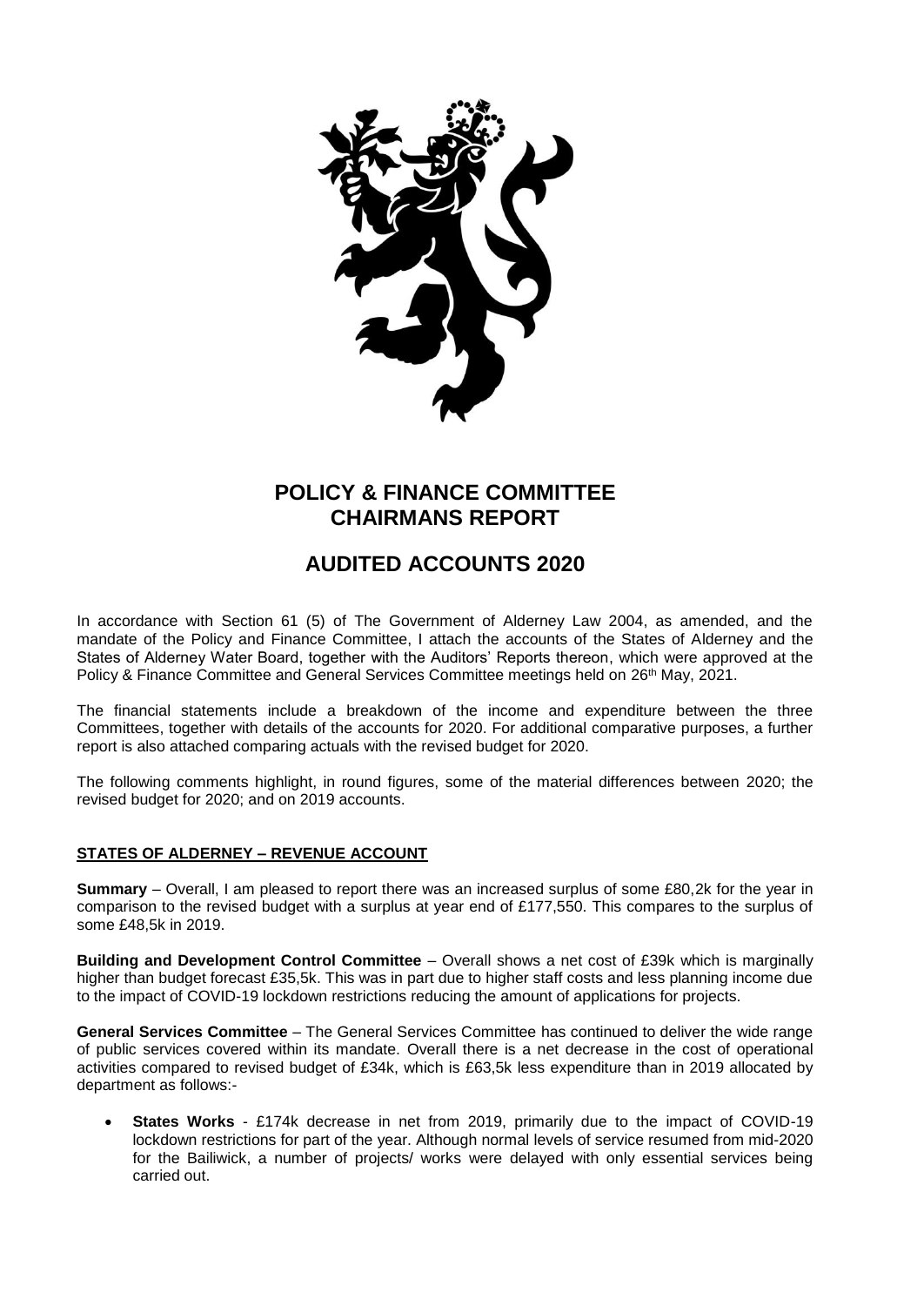# POLICY & FINANCE COMMITTEE CHAIRMANS REPORT

# AUDITED ACCOUNTS 2020

In accordance with Section 61 (5) of The Government of Alderney Law 2004, as amended, and the mandate of the Policy and Finance Committee, I attach the accounts of the States of Alderney and the States of Alderney Water Board, together with the Auditors' Reports thereon, which were approved at the Policy & Finance Committee and General Services Committee meetings held on 26th May, 2021.

The financial statements include a breakdown of the income and expenditure between the three Committees, together with details of the accounts for 2020. For additional comparative purposes, a further report is also attached comparing actuals with the revised budget for 2020.

The following comments highlight, in round figures, some of the material differences between 2020; the revised budget for 2020; and on 2019 accounts.

## STATES OF ALDERNEY – REVENUE ACCOUNT

**Summary** – Overall, I am pleased to report there was an increased surplus of some £80,2k for the year in comparison to the revised budget with a surplus at year end of £177,550. This compares to the surplus of some £48,5k in 2019.

**Building and Development Control Committee** – Overall shows a net cost of £39k which is marginally higher than budget forecast £35,5k. This was in part due to higher staff costs and less planning income due to the impact of COVID-19 lockdown restrictions reducing the amount of applications for projects.

**General Services Committee** – The General Services Committee has continued to deliver the wide range of public services covered within its mandate. Overall there is a net decrease in the cost of operational activities compared to revised budget of £34k, which is £63,5k less expenditure than in 2019 allocated by department as follows:-

- **States Works** - £174k decrease in net from 2019, primarily due to the impact of COVID-19 lockdown restrictions for part of the year. Although normal levels of service resumed from mid-2020 for the Bailiwick, a number of projects/ works were delayed with only essential services being carried out.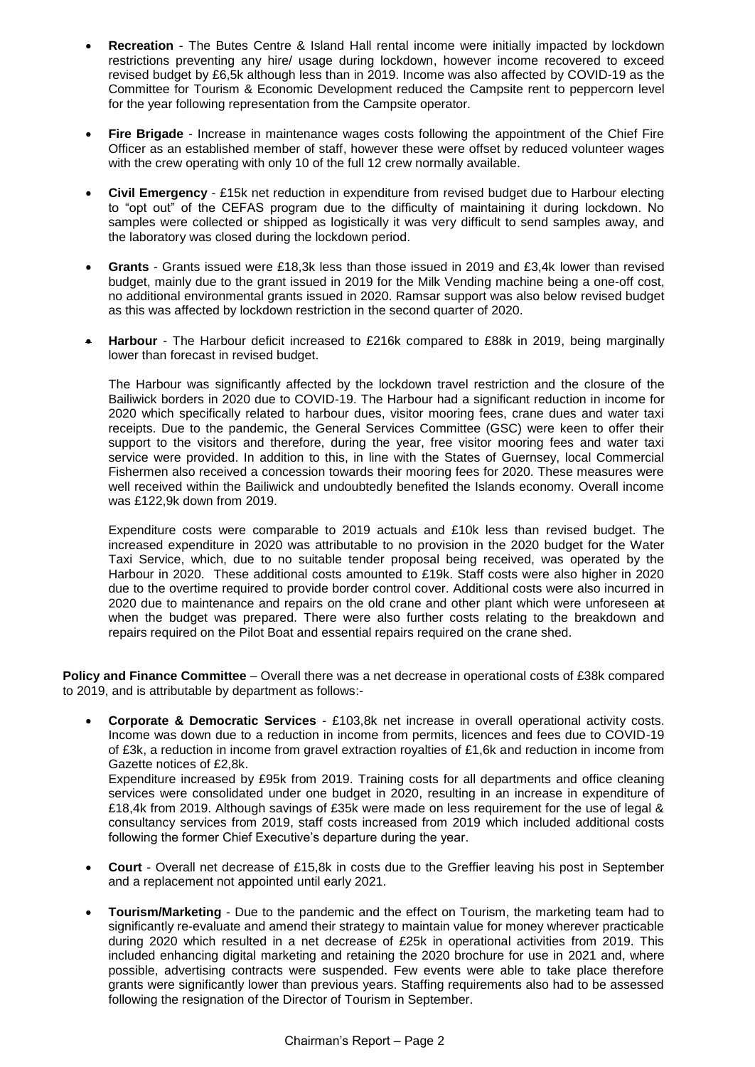- **Recreation** - The Butes Centre & Island Hall rental income were initially impacted by lockdown restrictions preventing any hire/ usage during lockdown, however income recovered to exceed revised budget by £6,5k although less than in 2019. Income was also affected by COVID-19 as the Committee for Tourism & Economic Development reduced the Campsite rent to peppercorn level for the year following representation from the Campsite operator.

- **Fire Brigade** - Increase in maintenance wages costs following the appointment of the Chief Fire Officer as an established member of staff, however these were offset by reduced volunteer wages with the crew operating with only 10 of the full 12 crew normally available.

- **Civil Emergency** - £15k net reduction in expenditure from revised budget due to Harbour electing to "opt out" of the CEFAS program due to the difficulty of maintaining it during lockdown. No samples were collected or shipped as logistically it was very difficult to send samples away, and the laboratory was closed during the lockdown period.

- **Grants** - Grants issued were £18,3k less than those issued in 2019 and £3,4k lower than revised budget, mainly due to the grant issued in 2019 for the Milk Vending machine being a one-off cost, no additional environmental grants issued in 2020. Ramsar support was also below revised budget as this was affected by lockdown restriction in the second quarter of 2020.

- **Harbour** - The Harbour deficit increased to £216k compared to £88k in 2019, being marginally lower than forecast in revised budget.

  The Harbour was significantly affected by the lockdown travel restriction and the closure of the Bailiwick borders in 2020 due to COVID-19. The Harbour had a significant reduction in income for 2020 which specifically related to harbour dues, visitor mooring fees, crane dues and water taxi receipts. Due to the pandemic, the General Services Committee (GSC) were keen to offer their support to the visitors and therefore, during the year, free visitor mooring fees and water taxi service were provided. In addition to this, in line with the States of Guernsey, local Commercial Fishermen also received a concession towards their mooring fees for 2020. These measures were well received within the Bailiwick and undoubtedly benefited the Islands economy. Overall income was £122,9k down from 2019.

  Expenditure costs were comparable to 2019 actuals and £10k less than revised budget. The increased expenditure in 2020 was attributable to no provision in the 2020 budget for the Water Taxi Service, which, due to no suitable tender proposal being received, was operated by the Harbour in 2020. These additional costs amounted to £19k. Staff costs were also higher in 2020 due to the overtime required to provide border control cover. Additional costs were also incurred in 2020 due to maintenance and repairs on the old crane and other plant which were unforeseen ~~at~~ when the budget was prepared. There were also further costs relating to the breakdown and repairs required on the Pilot Boat and essential repairs required on the crane shed.

**Policy and Finance Committee** – Overall there was a net decrease in operational costs of £38k compared to 2019, and is attributable by department as follows:-

- **Corporate & Democratic Services** - £103,8k net increase in overall operational activity costs. Income was down due to a reduction in income from permits, licences and fees due to COVID-19 of £3k, a reduction in income from gravel extraction royalties of £1,6k and reduction in income from Gazette notices of £2,8k.
  Expenditure increased by £95k from 2019. Training costs for all departments and office cleaning services were consolidated under one budget in 2020, resulting in an increase in expenditure of £18,4k from 2019. Although savings of £35k were made on less requirement for the use of legal & consultancy services from 2019, staff costs increased from 2019 which included additional costs following the former Chief Executive's departure during the year.

- **Court** - Overall net decrease of £15,8k in costs due to the Greffier leaving his post in September and a replacement not appointed until early 2021.

- **Tourism/Marketing** - Due to the pandemic and the effect on Tourism, the marketing team had to significantly re-evaluate and amend their strategy to maintain value for money wherever practicable during 2020 which resulted in a net decrease of £25k in operational activities from 2019. This included enhancing digital marketing and retaining the 2020 brochure for use in 2021 and, where possible, advertising contracts were suspended. Few events were able to take place therefore grants were significantly lower than previous years. Staffing requirements also had to be assessed following the resignation of the Director of Tourism in September.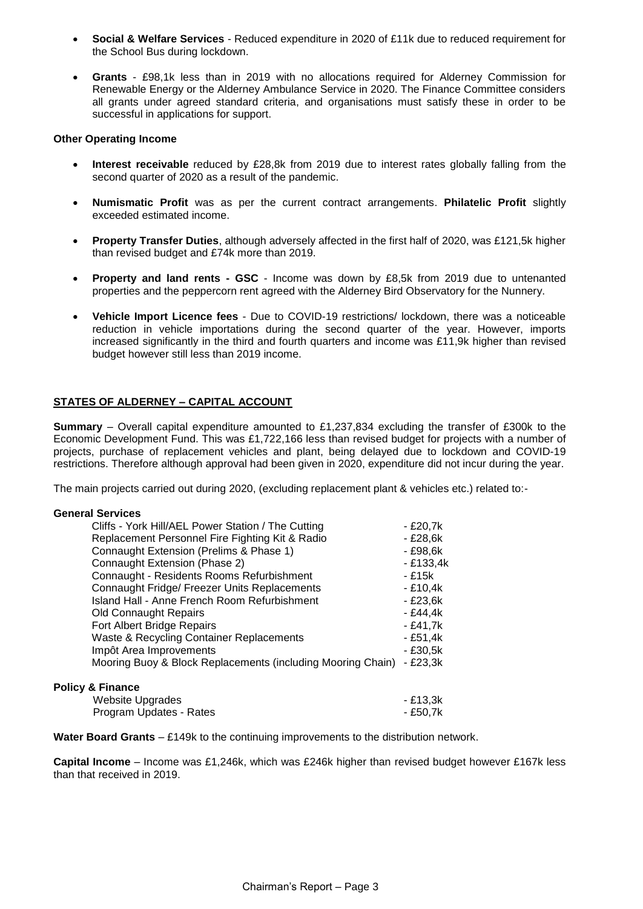- **Social & Welfare Services** - Reduced expenditure in 2020 of £11k due to reduced requirement for the School Bus during lockdown.

- **Grants** - £98,1k less than in 2019 with no allocations required for Alderney Commission for Renewable Energy or the Alderney Ambulance Service in 2020. The Finance Committee considers all grants under agreed standard criteria, and organisations must satisfy these in order to be successful in applications for support.

**Other Operating Income**

- **Interest receivable** reduced by £28,8k from 2019 due to interest rates globally falling from the second quarter of 2020 as a result of the pandemic.

- **Numismatic Profit** was as per the current contract arrangements. **Philatelic Profit** slightly exceeded estimated income.

- **Property Transfer Duties**, although adversely affected in the first half of 2020, was £121,5k higher than revised budget and £74k more than 2019.

- **Property and land rents - GSC** - Income was down by £8,5k from 2019 due to untenanted properties and the peppercorn rent agreed with the Alderney Bird Observatory for the Nunnery.

- **Vehicle Import Licence fees** - Due to COVID-19 restrictions/ lockdown, there was a noticeable reduction in vehicle importations during the second quarter of the year. However, imports increased significantly in the third and fourth quarters and income was £11,9k higher than revised budget however still less than 2019 income.

## STATES OF ALDERNEY – CAPITAL ACCOUNT

**Summary** – Overall capital expenditure amounted to £1,237,834 excluding the transfer of £300k to the Economic Development Fund. This was £1,722,166 less than revised budget for projects with a number of projects, purchase of replacement vehicles and plant, being delayed due to lockdown and COVID-19 restrictions. Therefore although approval had been given in 2020, expenditure did not incur during the year.

The main projects carried out during 2020, (excluding replacement plant & vehicles etc.) related to:-

**General Services**

| | |
|---|---|
| Cliffs - York Hill/AEL Power Station / The Cutting | - £20,7k |
| Replacement Personnel Fire Fighting Kit & Radio | - £28,6k |
| Connaught Extension (Prelims & Phase 1) | - £98,6k |
| Connaught Extension (Phase 2) | - £133,4k |
| Connaught - Residents Rooms Refurbishment | - £15k |
| Connaught Fridge/ Freezer Units Replacements | - £10,4k |
| Island Hall - Anne French Room Refurbishment | - £23,6k |
| Old Connaught Repairs | - £44,4k |
| Fort Albert Bridge Repairs | - £41,7k |
| Waste & Recycling Container Replacements | - £51,4k |
| Impôt Area Improvements | - £30,5k |
| Mooring Buoy & Block Replacements (including Mooring Chain) | - £23,3k |

**Policy & Finance**

| | |
|---|---|
| Website Upgrades | - £13,3k |
| Program Updates - Rates | - £50,7k |

**Water Board Grants** – £149k to the continuing improvements to the distribution network.

**Capital Income** – Income was £1,246k, which was £246k higher than revised budget however £167k less than that received in 2019.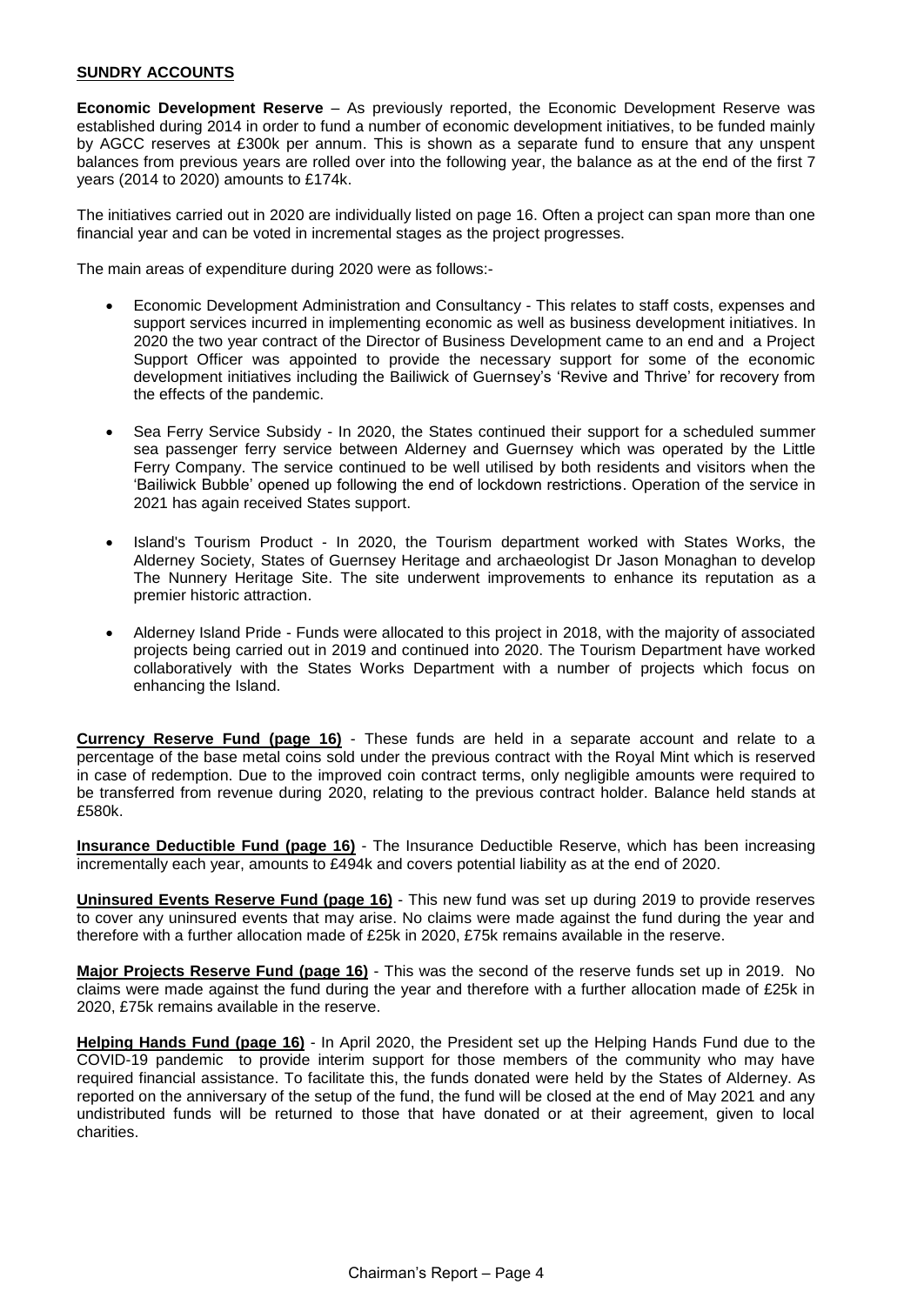## SUNDRY ACCOUNTS

**Economic Development Reserve** – As previously reported, the Economic Development Reserve was established during 2014 in order to fund a number of economic development initiatives, to be funded mainly by AGCC reserves at £300k per annum. This is shown as a separate fund to ensure that any unspent balances from previous years are rolled over into the following year, the balance as at the end of the first 7 years (2014 to 2020) amounts to £174k.

The initiatives carried out in 2020 are individually listed on page 16. Often a project can span more than one financial year and can be voted in incremental stages as the project progresses.

The main areas of expenditure during 2020 were as follows:-

- Economic Development Administration and Consultancy - This relates to staff costs, expenses and support services incurred in implementing economic as well as business development initiatives. In 2020 the two year contract of the Director of Business Development came to an end and a Project Support Officer was appointed to provide the necessary support for some of the economic development initiatives including the Bailiwick of Guernsey's 'Revive and Thrive' for recovery from the effects of the pandemic.
- Sea Ferry Service Subsidy - In 2020, the States continued their support for a scheduled summer sea passenger ferry service between Alderney and Guernsey which was operated by the Little Ferry Company. The service continued to be well utilised by both residents and visitors when the 'Bailiwick Bubble' opened up following the end of lockdown restrictions. Operation of the service in 2021 has again received States support.
- Island's Tourism Product - In 2020, the Tourism department worked with States Works, the Alderney Society, States of Guernsey Heritage and archaeologist Dr Jason Monaghan to develop The Nunnery Heritage Site. The site underwent improvements to enhance its reputation as a premier historic attraction.
- Alderney Island Pride - Funds were allocated to this project in 2018, with the majority of associated projects being carried out in 2019 and continued into 2020. The Tourism Department have worked collaboratively with the States Works Department with a number of projects which focus on enhancing the Island.

**Currency Reserve Fund (page 16)** - These funds are held in a separate account and relate to a percentage of the base metal coins sold under the previous contract with the Royal Mint which is reserved in case of redemption. Due to the improved coin contract terms, only negligible amounts were required to be transferred from revenue during 2020, relating to the previous contract holder. Balance held stands at £580k.

**Insurance Deductible Fund (page 16)** - The Insurance Deductible Reserve, which has been increasing incrementally each year, amounts to £494k and covers potential liability as at the end of 2020.

**Uninsured Events Reserve Fund (page 16)** - This new fund was set up during 2019 to provide reserves to cover any uninsured events that may arise. No claims were made against the fund during the year and therefore with a further allocation made of £25k in 2020, £75k remains available in the reserve.

**Major Projects Reserve Fund (page 16)** - This was the second of the reserve funds set up in 2019. No claims were made against the fund during the year and therefore with a further allocation made of £25k in 2020, £75k remains available in the reserve.

**Helping Hands Fund (page 16)** - In April 2020, the President set up the Helping Hands Fund due to the COVID-19 pandemic to provide interim support for those members of the community who may have required financial assistance. To facilitate this, the funds donated were held by the States of Alderney. As reported on the anniversary of the setup of the fund, the fund will be closed at the end of May 2021 and any undistributed funds will be returned to those that have donated or at their agreement, given to local charities.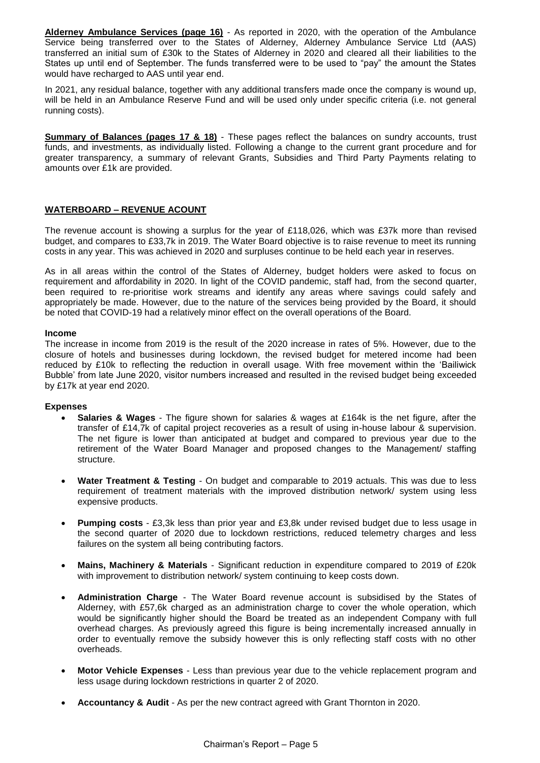**Alderney Ambulance Services (page 16)** - As reported in 2020, with the operation of the Ambulance Service being transferred over to the States of Alderney, Alderney Ambulance Service Ltd (AAS) transferred an initial sum of £30k to the States of Alderney in 2020 and cleared all their liabilities to the States up until end of September. The funds transferred were to be used to "pay" the amount the States would have recharged to AAS until year end.

In 2021, any residual balance, together with any additional transfers made once the company is wound up, will be held in an Ambulance Reserve Fund and will be used only under specific criteria (i.e. not general running costs).

**Summary of Balances (pages 17 & 18)** - These pages reflect the balances on sundry accounts, trust funds, and investments, as individually listed. Following a change to the current grant procedure and for greater transparency, a summary of relevant Grants, Subsidies and Third Party Payments relating to amounts over £1k are provided.

## WATERBOARD – REVENUE ACOUNT

The revenue account is showing a surplus for the year of £118,026, which was £37k more than revised budget, and compares to £33,7k in 2019. The Water Board objective is to raise revenue to meet its running costs in any year. This was achieved in 2020 and surpluses continue to be held each year in reserves.

As in all areas within the control of the States of Alderney, budget holders were asked to focus on requirement and affordability in 2020. In light of the COVID pandemic, staff had, from the second quarter, been required to re-prioritise work streams and identify any areas where savings could safely and appropriately be made. However, due to the nature of the services being provided by the Board, it should be noted that COVID-19 had a relatively minor effect on the overall operations of the Board.

### Income

The increase in income from 2019 is the result of the 2020 increase in rates of 5%. However, due to the closure of hotels and businesses during lockdown, the revised budget for metered income had been reduced by £10k to reflecting the reduction in overall usage. With free movement within the 'Bailiwick Bubble' from late June 2020, visitor numbers increased and resulted in the revised budget being exceeded by £17k at year end 2020.

### Expenses

- **Salaries & Wages** - The figure shown for salaries & wages at £164k is the net figure, after the transfer of £14,7k of capital project recoveries as a result of using in-house labour & supervision. The net figure is lower than anticipated at budget and compared to previous year due to the retirement of the Water Board Manager and proposed changes to the Management/ staffing structure.

- **Water Treatment & Testing** - On budget and comparable to 2019 actuals. This was due to less requirement of treatment materials with the improved distribution network/ system using less expensive products.

- **Pumping costs** - £3,3k less than prior year and £3,8k under revised budget due to less usage in the second quarter of 2020 due to lockdown restrictions, reduced telemetry charges and less failures on the system all being contributing factors.

- **Mains, Machinery & Materials** - Significant reduction in expenditure compared to 2019 of £20k with improvement to distribution network/ system continuing to keep costs down.

- **Administration Charge** - The Water Board revenue account is subsidised by the States of Alderney, with £57,6k charged as an administration charge to cover the whole operation, which would be significantly higher should the Board be treated as an independent Company with full overhead charges. As previously agreed this figure is being incrementally increased annually in order to eventually remove the subsidy however this is only reflecting staff costs with no other overheads.

- **Motor Vehicle Expenses** - Less than previous year due to the vehicle replacement program and less usage during lockdown restrictions in quarter 2 of 2020.

- **Accountancy & Audit** - As per the new contract agreed with Grant Thornton in 2020.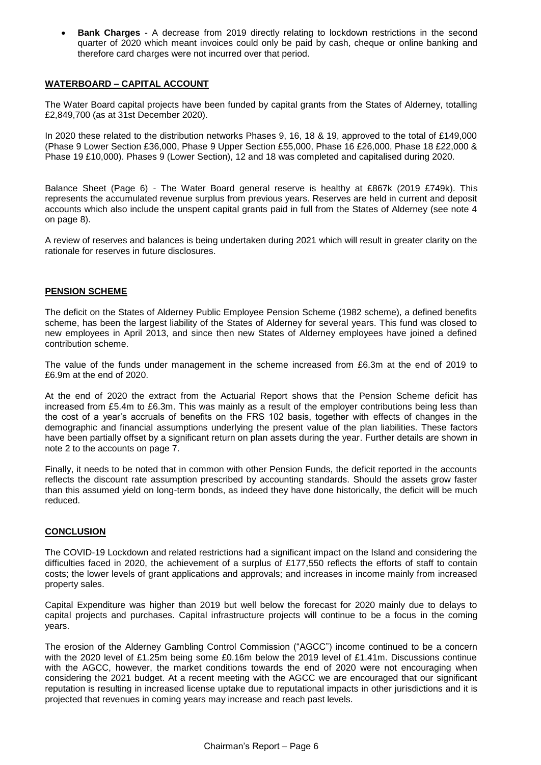- **Bank Charges** - A decrease from 2019 directly relating to lockdown restrictions in the second quarter of 2020 which meant invoices could only be paid by cash, cheque or online banking and therefore card charges were not incurred over that period.

## WATERBOARD – CAPITAL ACCOUNT

The Water Board capital projects have been funded by capital grants from the States of Alderney, totalling £2,849,700 (as at 31st December 2020).

In 2020 these related to the distribution networks Phases 9, 16, 18 & 19, approved to the total of £149,000 (Phase 9 Lower Section £36,000, Phase 9 Upper Section £55,000, Phase 16 £26,000, Phase 18 £22,000 & Phase 19 £10,000). Phases 9 (Lower Section), 12 and 18 was completed and capitalised during 2020.

Balance Sheet (Page 6) - The Water Board general reserve is healthy at £867k (2019 £749k). This represents the accumulated revenue surplus from previous years. Reserves are held in current and deposit accounts which also include the unspent capital grants paid in full from the States of Alderney (see note 4 on page 8).

A review of reserves and balances is being undertaken during 2021 which will result in greater clarity on the rationale for reserves in future disclosures.

## PENSION SCHEME

The deficit on the States of Alderney Public Employee Pension Scheme (1982 scheme), a defined benefits scheme, has been the largest liability of the States of Alderney for several years. This fund was closed to new employees in April 2013, and since then new States of Alderney employees have joined a defined contribution scheme.

The value of the funds under management in the scheme increased from £6.3m at the end of 2019 to £6.9m at the end of 2020.

At the end of 2020 the extract from the Actuarial Report shows that the Pension Scheme deficit has increased from £5.4m to £6.3m. This was mainly as a result of the employer contributions being less than the cost of a year's accruals of benefits on the FRS 102 basis, together with effects of changes in the demographic and financial assumptions underlying the present value of the plan liabilities. These factors have been partially offset by a significant return on plan assets during the year. Further details are shown in note 2 to the accounts on page 7.

Finally, it needs to be noted that in common with other Pension Funds, the deficit reported in the accounts reflects the discount rate assumption prescribed by accounting standards. Should the assets grow faster than this assumed yield on long-term bonds, as indeed they have done historically, the deficit will be much reduced.

## CONCLUSION

The COVID-19 Lockdown and related restrictions had a significant impact on the Island and considering the difficulties faced in 2020, the achievement of a surplus of £177,550 reflects the efforts of staff to contain costs; the lower levels of grant applications and approvals; and increases in income mainly from increased property sales.

Capital Expenditure was higher than 2019 but well below the forecast for 2020 mainly due to delays to capital projects and purchases. Capital infrastructure projects will continue to be a focus in the coming years.

The erosion of the Alderney Gambling Control Commission ("AGCC") income continued to be a concern with the 2020 level of £1.25m being some £0.16m below the 2019 level of £1.41m. Discussions continue with the AGCC, however, the market conditions towards the end of 2020 were not encouraging when considering the 2021 budget. At a recent meeting with the AGCC we are encouraged that our significant reputation is resulting in increased license uptake due to reputational impacts in other jurisdictions and it is projected that revenues in coming years may increase and reach past levels.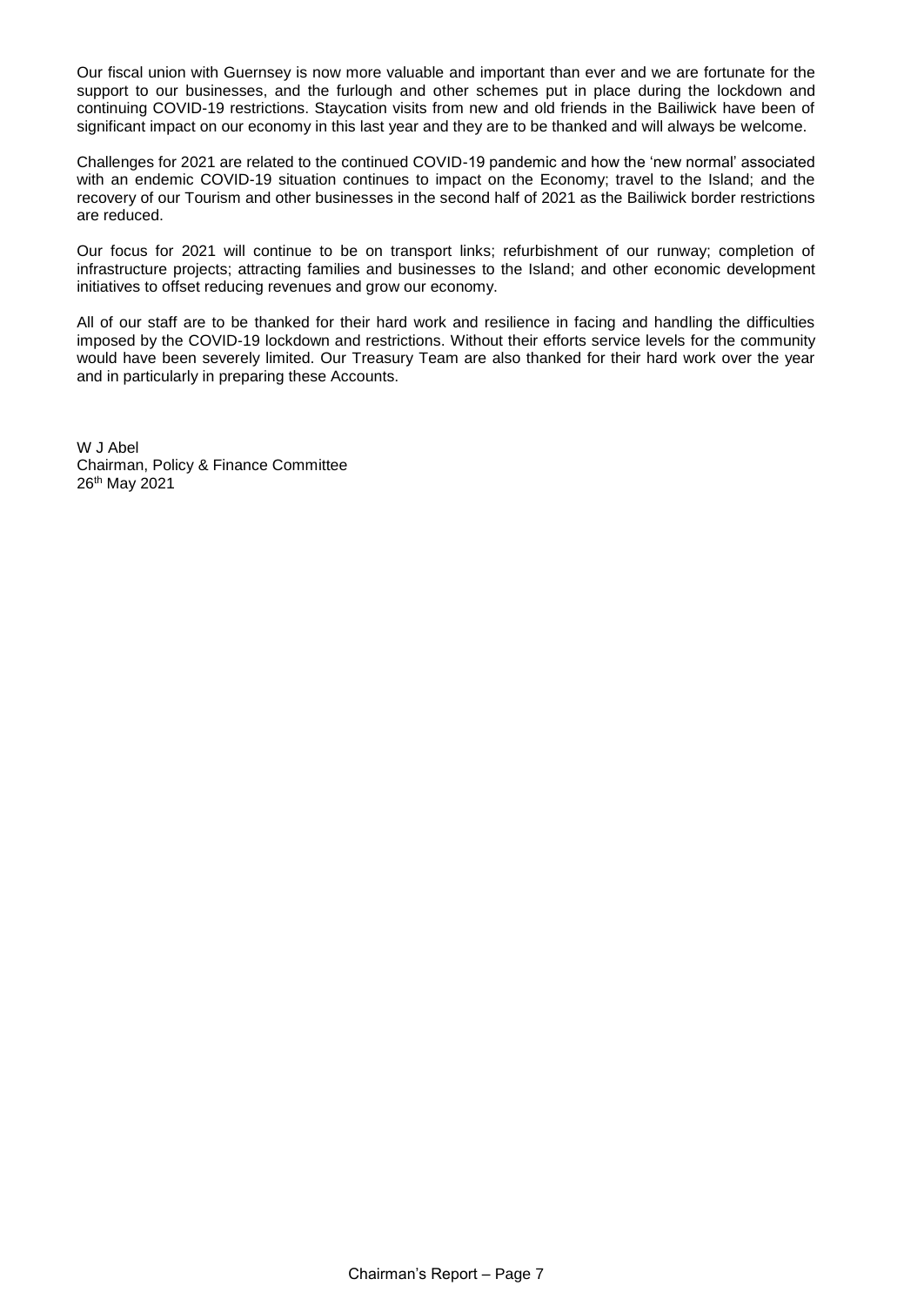Our fiscal union with Guernsey is now more valuable and important than ever and we are fortunate for the support to our businesses, and the furlough and other schemes put in place during the lockdown and continuing COVID-19 restrictions. Staycation visits from new and old friends in the Bailiwick have been of significant impact on our economy in this last year and they are to be thanked and will always be welcome.

Challenges for 2021 are related to the continued COVID-19 pandemic and how the 'new normal' associated with an endemic COVID-19 situation continues to impact on the Economy; travel to the Island; and the recovery of our Tourism and other businesses in the second half of 2021 as the Bailiwick border restrictions are reduced.

Our focus for 2021 will continue to be on transport links; refurbishment of our runway; completion of infrastructure projects; attracting families and businesses to the Island; and other economic development initiatives to offset reducing revenues and grow our economy.

All of our staff are to be thanked for their hard work and resilience in facing and handling the difficulties imposed by the COVID-19 lockdown and restrictions. Without their efforts service levels for the community would have been severely limited. Our Treasury Team are also thanked for their hard work over the year and in particularly in preparing these Accounts.

W J Abel
Chairman, Policy & Finance Committee
26th May 2021